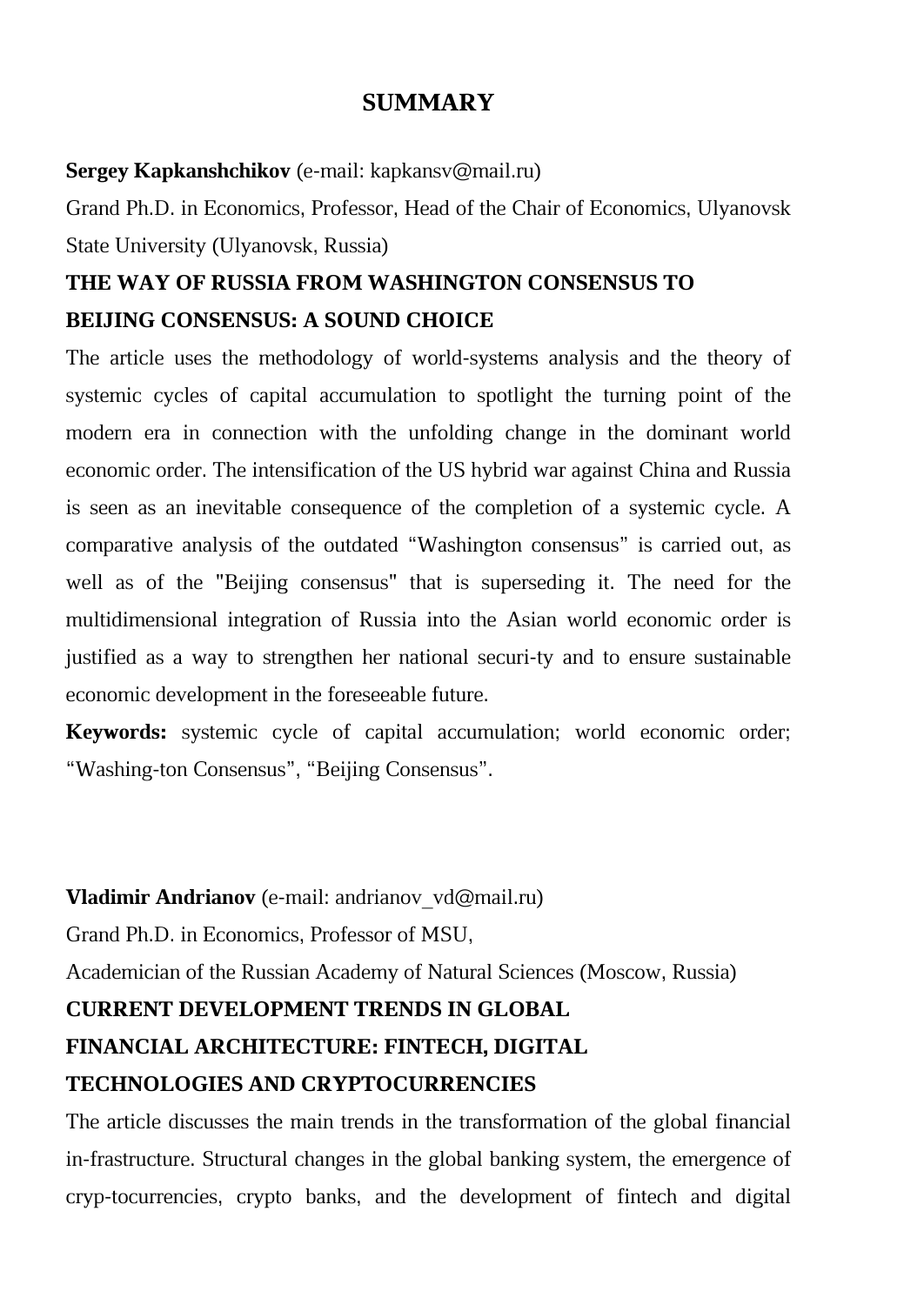# SUMMARY

**Sergey Kapkanshchikov** (e-mail: kapkansv@mail.ru)

Grand Ph.D. in Economics, Professor, Head of the Chair of Economics, Ulyanovsk State University (Ulyanovsk, Russia)

**THE WAY OF RUSSIA FROM WASHINGTON CONSENSUS TO BEIJING CONSENSUS: A SOUND CHOICE**

The article uses the methodology of world-systems analysis and the theory of systemic cycles of capital accumulation to spotlight the turning point of the modern era in connection with the unfolding change in the dominant world economic order. The intensification of the US hybrid war against China and Russia is seen as an inevitable consequence of the completion of a systemic cycle. A comparative analysis of the outdated "Washington consensus" is carried out, as well as of the "Beijing consensus" that is superseding it. The need for the multidimensional integration of Russia into the Asian world economic order is justified as a way to strengthen her national securi-ty and to ensure sustainable economic development in the foreseeable future.

**Keywords:** systemic cycle of capital accumulation; world economic order; "Washing-ton Consensus", "Beijing Consensus".

**Vladimir Andrianov** (e-mail: andrianov_vd@mail.ru)

Grand Ph.D. in Economics, Professor of MSU,

Academician of the Russian Academy of Natural Sciences (Moscow, Russia)

**CURRENT DEVELOPMENT TRENDS IN GLOBAL FINANCIAL ARCHITECTURE: FINTECH, DIGITAL TECHNOLOGIES AND CRYPTOCURRENCIES**

The article discusses the main trends in the transformation of the global financial in-frastructure. Structural changes in the global banking system, the emergence of cryp-tocurrencies, crypto banks, and the development of fintech and digital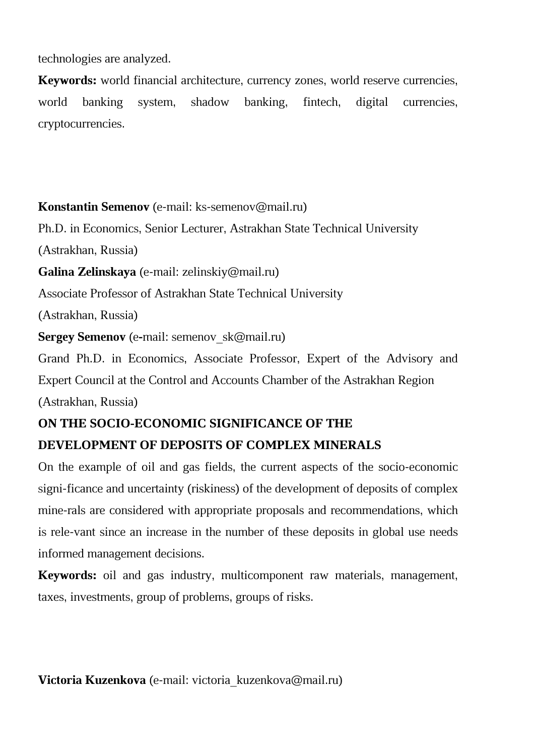technologies are analyzed.

**Keywords:** world financial architecture, currency zones, world reserve currencies, world banking system, shadow banking, fintech, digital currencies, cryptocurrencies.

**Konstantin Semenov** (e-mail: ks-semenov@mail.ru)

Ph.D. in Economics, Senior Lecturer, Astrakhan State Technical University (Astrakhan, Russia)

**Galina Zelinskaya** (e-mail: zelinskiy@mail.ru)

Associate Professor of Astrakhan State Technical University (Astrakhan, Russia)

**Sergey Semenov** (e-mail: semenov_sk@mail.ru)

Grand Ph.D. in Economics, Associate Professor, Expert of the Advisory and Expert Council at the Control and Accounts Chamber of the Astrakhan Region (Astrakhan, Russia)

**ON THE SOCIO-ECONOMIC SIGNIFICANCE OF THE DEVELOPMENT OF DEPOSITS OF COMPLEX MINERALS**

On the example of oil and gas fields, the current aspects of the socio-economic signi-ficance and uncertainty (riskiness) of the development of deposits of complex mine-rals are considered with appropriate proposals and recommendations, which is rele-vant since an increase in the number of these deposits in global use needs informed management decisions.

**Keywords:** oil and gas industry, multicomponent raw materials, management, taxes, investments, group of problems, groups of risks.

**Victoria Kuzenkova** (e-mail: victoria_kuzenkova@mail.ru)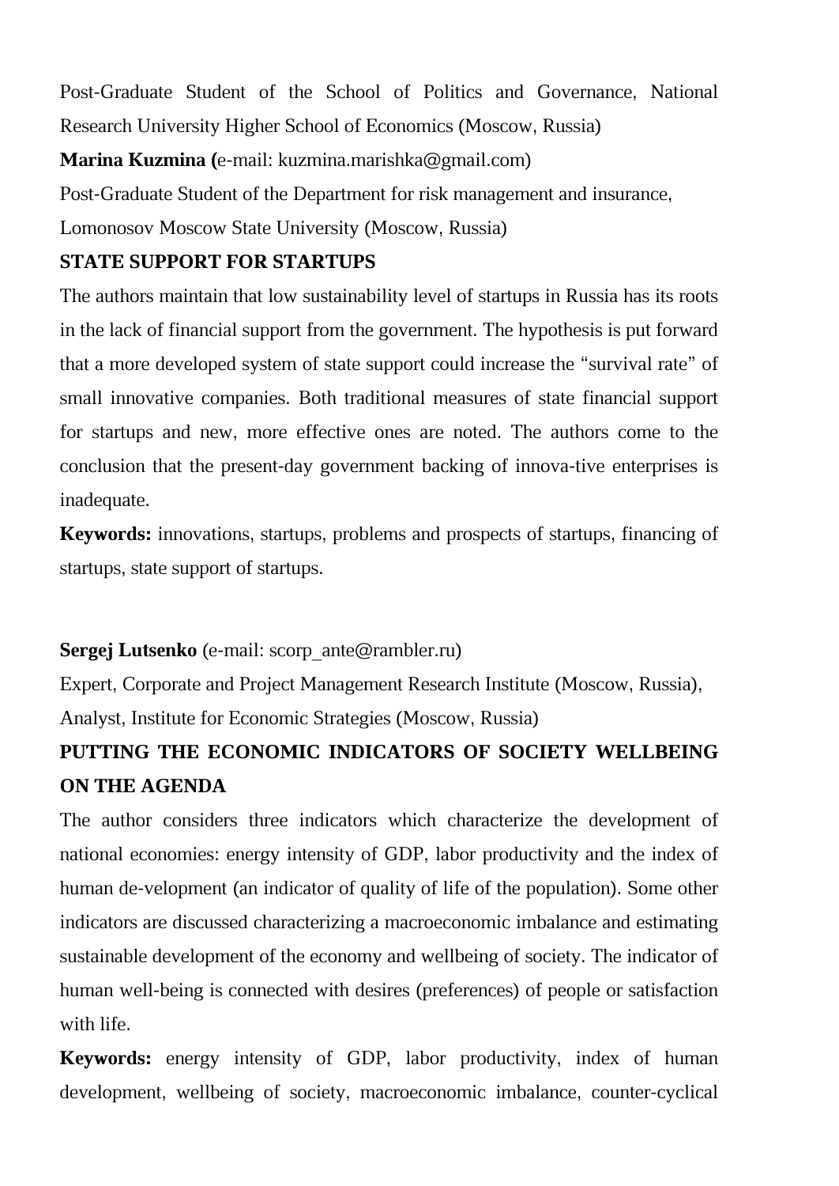Post-Graduate Student of the School of Politics and Governance, National Research University Higher School of Economics (Moscow, Russia)

**Marina Kuzmina (**e-mail: kuzmina.marishka@gmail.com)

Post-Graduate Student of the Department for risk management and insurance, Lomonosov Moscow State University (Moscow, Russia)

**STATE SUPPORT FOR STARTUPS**

The authors maintain that low sustainability level of startups in Russia has its roots in the lack of financial support from the government. The hypothesis is put forward that a more developed system of state support could increase the "survival rate" of small innovative companies. Both traditional measures of state financial support for startups and new, more effective ones are noted. The authors come to the conclusion that the present-day government backing of innova-tive enterprises is inadequate.

**Keywords:** innovations, startups, problems and prospects of startups, financing of startups, state support of startups.

**Sergej Lutsenko** (e-mail: scorp_ante@rambler.ru)

Expert, Corporate and Project Management Research Institute (Moscow, Russia),

Analyst, Institute for Economic Strategies (Moscow, Russia)

**PUTTING THE ECONOMIC INDICATORS OF SOCIETY WELLBEING ON THE AGENDA**

The author considers three indicators which characterize the development of national economies: energy intensity of GDP, labor productivity and the index of human de-velopment (an indicator of quality of life of the population). Some other indicators are discussed characterizing a macroeconomic imbalance and estimating sustainable development of the economy and wellbeing of society. The indicator of human well-being is connected with desires (preferences) of people or satisfaction with life.

**Keywords:** energy intensity of GDP, labor productivity, index of human development, wellbeing of society, macroeconomic imbalance, counter-cyclical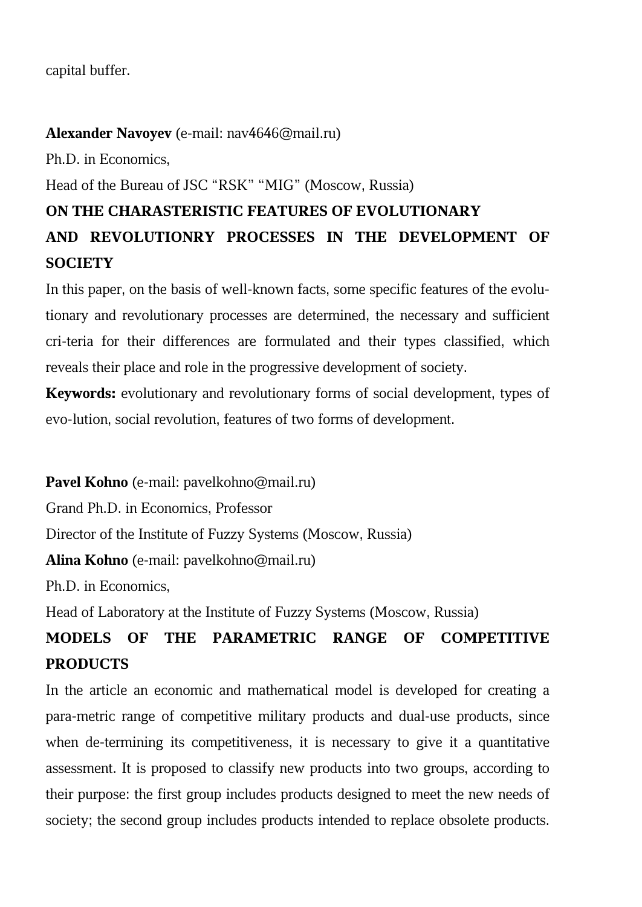capital buffer.

**Alexander Navoyev** (e-mail: nav4646@mail.ru)

Ph.D. in Economics,

Head of the Bureau of JSC “RSK” “MIG” (Moscow, Russia)

**ON THE CHARASTERISTIC FEATURES OF EVOLUTIONARY AND REVOLUTIONRY PROCESSES IN THE DEVELOPMENT OF SOCIETY**

In this paper, on the basis of well-known facts, some specific features of the evolutionary and revolutionary processes are determined, the necessary and sufficient cri-teria for their differences are formulated and their types classified, which reveals their place and role in the progressive development of society.

**Keywords:** evolutionary and revolutionary forms of social development, types of evo-lution, social revolution, features of two forms of development.

**Pavel Kohno** (e-mail: pavelkohno@mail.ru)

Grand Ph.D. in Economics, Professor

Director of the Institute of Fuzzy Systems (Moscow, Russia)

**Alina Kohno** (e-mail: pavelkohno@mail.ru)

Ph.D. in Economics,

Head of Laboratory at the Institute of Fuzzy Systems (Moscow, Russia)

**MODELS OF THE PARAMETRIC RANGE OF COMPETITIVE PRODUCTS**

In the article an economic and mathematical model is developed for creating a para-metric range of competitive military products and dual-use products, since when de-termining its competitiveness, it is necessary to give it a quantitative assessment. It is proposed to classify new products into two groups, according to their purpose: the first group includes products designed to meet the new needs of society; the second group includes products intended to replace obsolete products.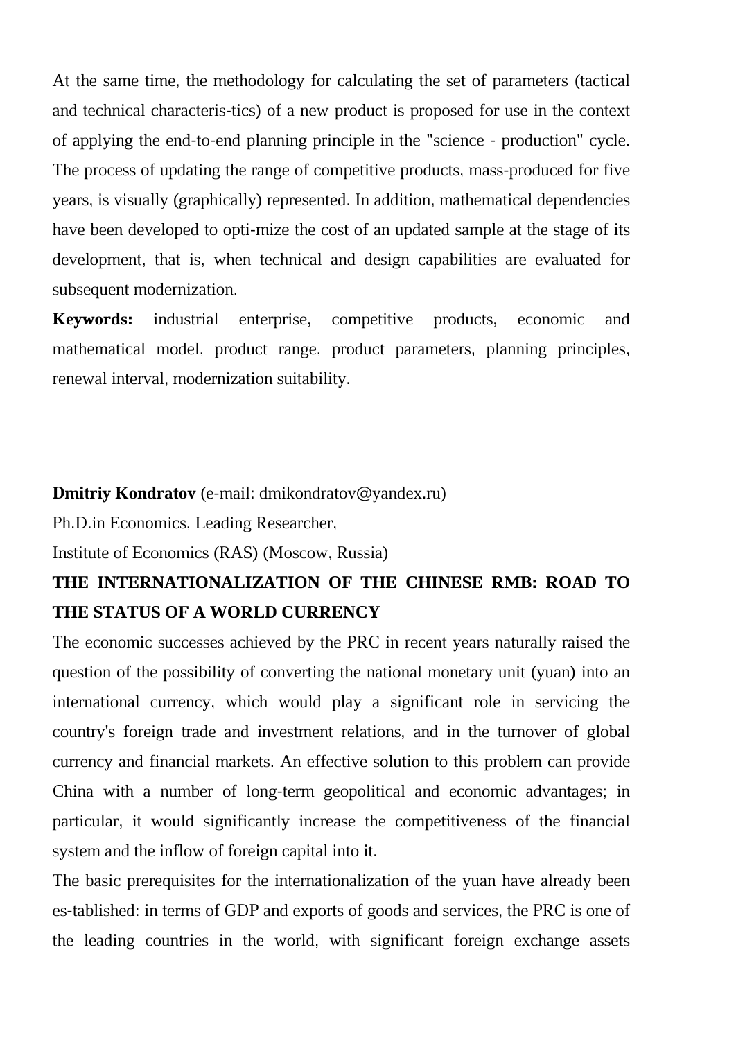At the same time, the methodology for calculating the set of parameters (tactical and technical characteris-tics) of a new product is proposed for use in the context of applying the end-to-end planning principle in the "science - production" cycle. The process of updating the range of competitive products, mass-produced for five years, is visually (graphically) represented. In addition, mathematical dependencies have been developed to opti-mize the cost of an updated sample at the stage of its development, that is, when technical and design capabilities are evaluated for subsequent modernization.

**Keywords:** industrial enterprise, competitive products, economic and mathematical model, product range, product parameters, planning principles, renewal interval, modernization suitability.

**Dmitriy Kondratov** (e-mail: dmikondratov@yandex.ru)

Ph.D.in Economics, Leading Researcher,

Institute of Economics (RAS) (Moscow, Russia)

## THE INTERNATIONALIZATION OF THE CHINESE RMB: ROAD TO THE STATUS OF A WORLD CURRENCY

The economic successes achieved by the PRC in recent years naturally raised the question of the possibility of converting the national monetary unit (yuan) into an international currency, which would play a significant role in servicing the country's foreign trade and investment relations, and in the turnover of global currency and financial markets. An effective solution to this problem can provide China with a number of long-term geopolitical and economic advantages; in particular, it would significantly increase the competitiveness of the financial system and the inflow of foreign capital into it.

The basic prerequisites for the internationalization of the yuan have already been es-tablished: in terms of GDP and exports of goods and services, the PRC is one of the leading countries in the world, with significant foreign exchange assets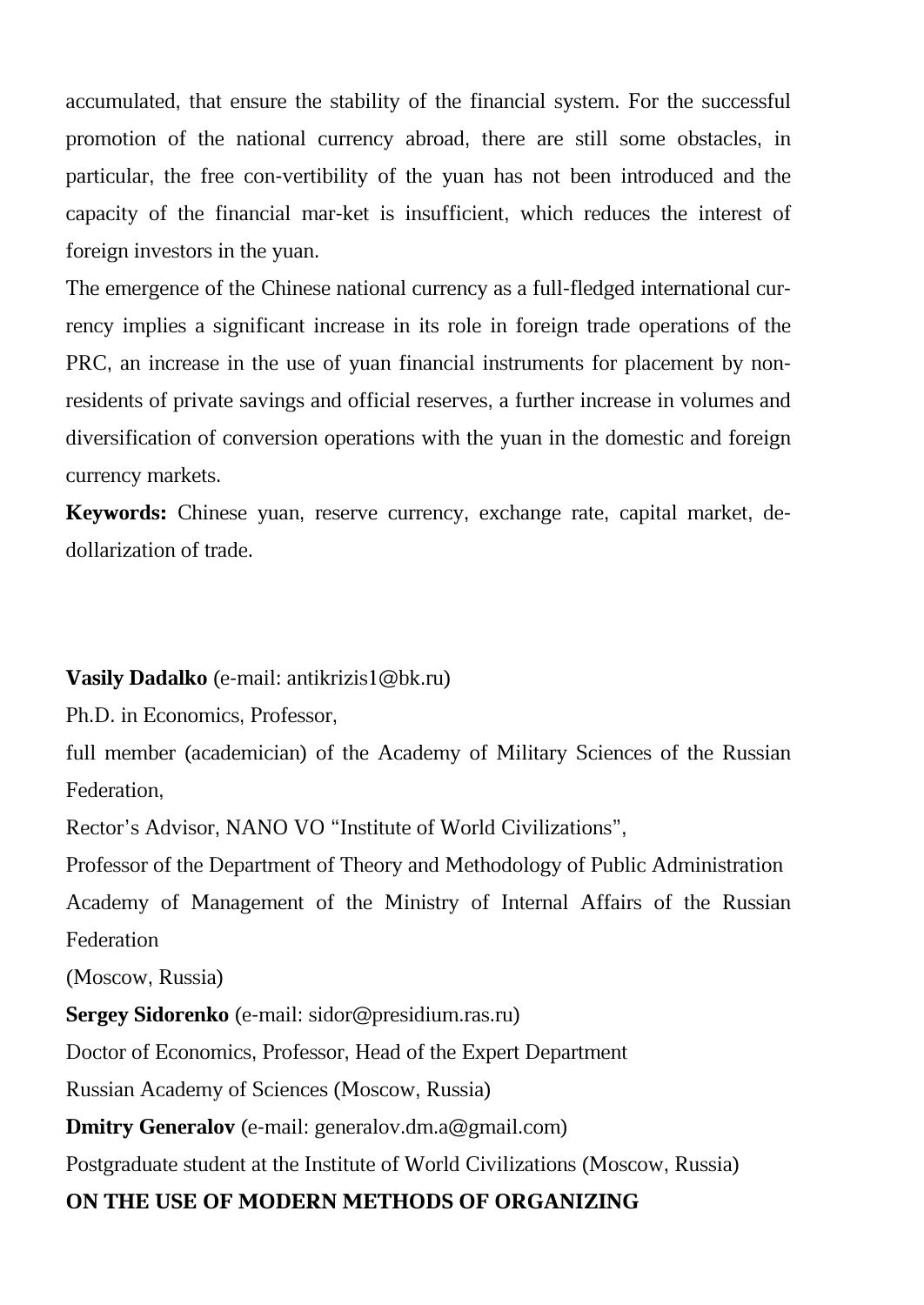accumulated, that ensure the stability of the financial system. For the successful promotion of the national currency abroad, there are still some obstacles, in particular, the free con-vertibility of the yuan has not been introduced and the capacity of the financial mar-ket is insufficient, which reduces the interest of foreign investors in the yuan.

The emergence of the Chinese national currency as a full-fledged international currency implies a significant increase in its role in foreign trade operations of the PRC, an increase in the use of yuan financial instruments for placement by non-residents of private savings and official reserves, a further increase in volumes and diversification of conversion operations with the yuan in the domestic and foreign currency markets.

**Keywords:** Chinese yuan, reserve currency, exchange rate, capital market, de-dollarization of trade.

**Vasily Dadalko** (e-mail: antikrizis1@bk.ru)

Ph.D. in Economics, Professor,

full member (academician) of the Academy of Military Sciences of the Russian Federation,

Rector's Advisor, NANO VO "Institute of World Civilizations",

Professor of the Department of Theory and Methodology of Public Administration

Academy of Management of the Ministry of Internal Affairs of the Russian Federation

(Moscow, Russia)

**Sergey Sidorenko** (e-mail: sidor@presidium.ras.ru)

Doctor of Economics, Professor, Head of the Expert Department

Russian Academy of Sciences (Moscow, Russia)

**Dmitry Generalov** (e-mail: generalov.dm.a@gmail.com)

Postgraduate student at the Institute of World Civilizations (Moscow, Russia)

**ON THE USE OF MODERN METHODS OF ORGANIZING**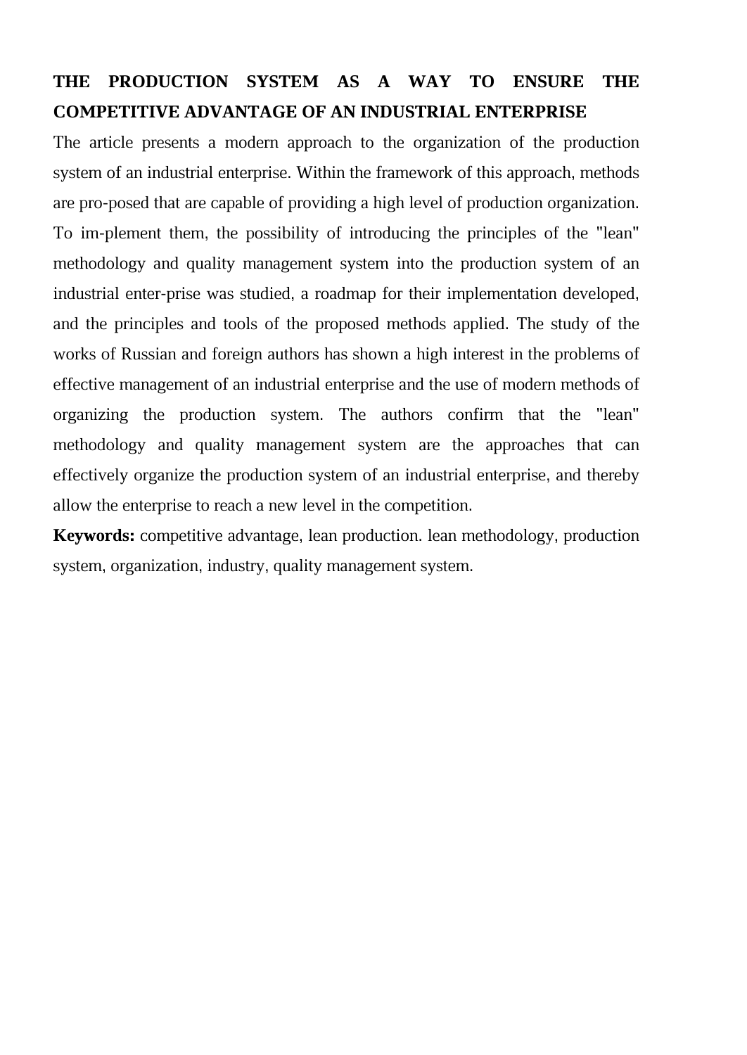**THE PRODUCTION SYSTEM AS A WAY TO ENSURE THE COMPETITIVE ADVANTAGE OF AN INDUSTRIAL ENTERPRISE**

The article presents a modern approach to the organization of the production system of an industrial enterprise. Within the framework of this approach, methods are pro-posed that are capable of providing a high level of production organization. To im-plement them, the possibility of introducing the principles of the "lean" methodology and quality management system into the production system of an industrial enter-prise was studied, a roadmap for their implementation developed, and the principles and tools of the proposed methods applied. The study of the works of Russian and foreign authors has shown a high interest in the problems of effective management of an industrial enterprise and the use of modern methods of organizing the production system. The authors confirm that the "lean" methodology and quality management system are the approaches that can effectively organize the production system of an industrial enterprise, and thereby allow the enterprise to reach a new level in the competition.

**Keywords:** competitive advantage, lean production. lean methodology, production system, organization, industry, quality management system.